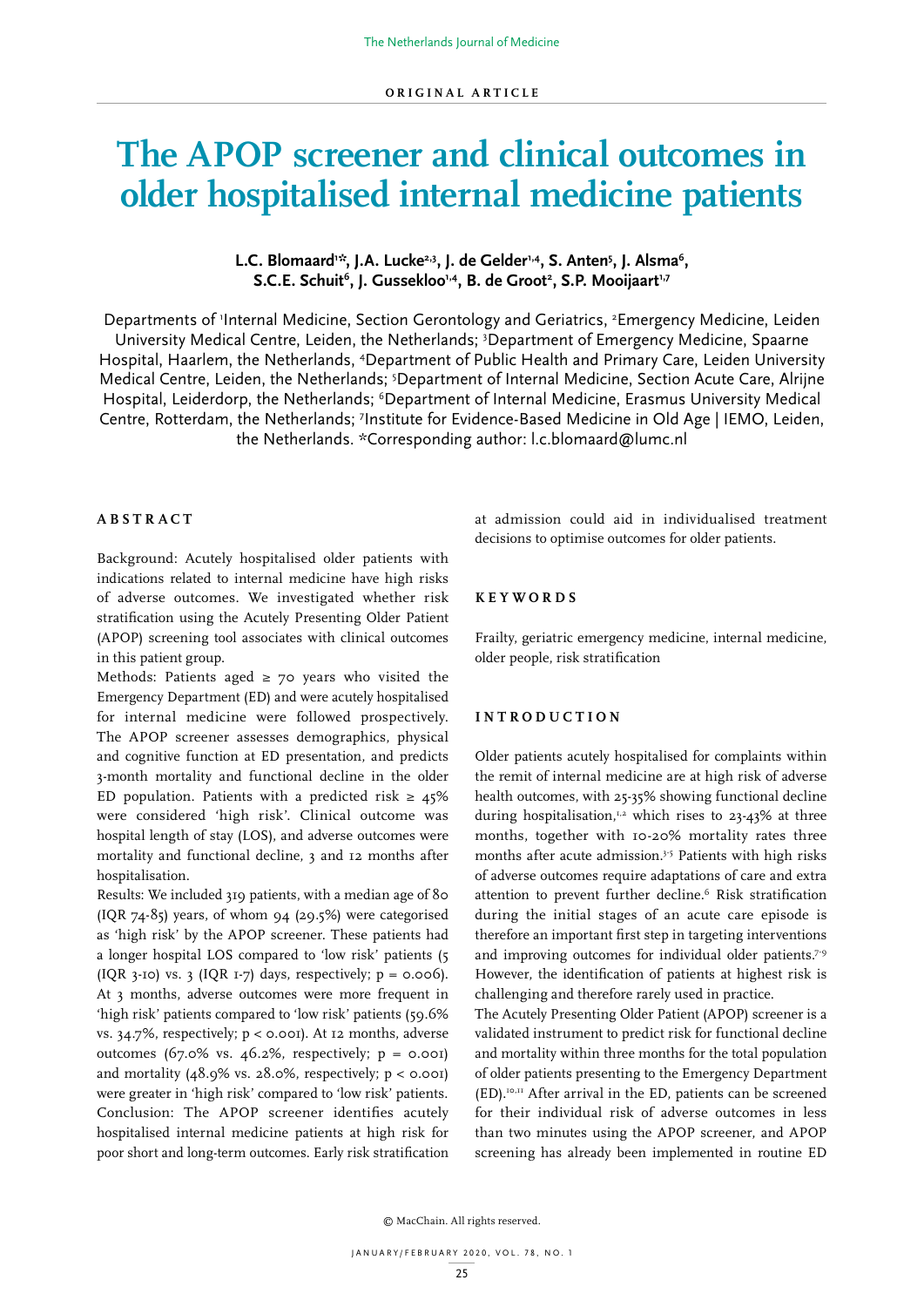ORIGINAL ARTICLE

# The APOP screener and clinical outcomes in older hospitalised internal medicine patients

**L.C. Blomaard[1]\*, J.A. Lucke[2,3], J. de Gelder[1,4], S. Anten[5], J. Alsma[6], S.C.E. Schuit[6], J. Gussekloo[1,4], B. de Groot[2], S.P. Mooijaart[1,7]**

Departments of [1]Internal Medicine, Section Gerontology and Geriatrics, [2]Emergency Medicine, Leiden University Medical Centre, Leiden, the Netherlands; [3]Department of Emergency Medicine, Spaarne Hospital, Haarlem, the Netherlands, [4]Department of Public Health and Primary Care, Leiden University Medical Centre, Leiden, the Netherlands; [5]Department of Internal Medicine, Section Acute Care, Alrijne Hospital, Leiderdorp, the Netherlands; [6]Department of Internal Medicine, Erasmus University Medical Centre, Rotterdam, the Netherlands; [7]Institute for Evidence-Based Medicine in Old Age | IEMO, Leiden, the Netherlands. *Corresponding author: l.c.blomaard@lumc.nl

## ABSTRACT

Background: Acutely hospitalised older patients with indications related to internal medicine have high risks of adverse outcomes. We investigated whether risk stratification using the Acutely Presenting Older Patient (APOP) screening tool associates with clinical outcomes in this patient group.

Methods: Patients aged ≥ 70 years who visited the Emergency Department (ED) and were acutely hospitalised for internal medicine were followed prospectively. The APOP screener assesses demographics, physical and cognitive function at ED presentation, and predicts 3-month mortality and functional decline in the older ED population. Patients with a predicted risk ≥ 45% were considered 'high risk'. Clinical outcome was hospital length of stay (LOS), and adverse outcomes were mortality and functional decline, 3 and 12 months after hospitalisation.

Results: We included 319 patients, with a median age of 80 (IQR 74-85) years, of whom 94 (29.5%) were categorised as 'high risk' by the APOP screener. These patients had a longer hospital LOS compared to 'low risk' patients (5 (IQR 3-10) vs. 3 (IQR 1-7) days, respectively; $p = 0.006$). At 3 months, adverse outcomes were more frequent in 'high risk' patients compared to 'low risk' patients (59.6% vs. 34.7%, respectively; $p < 0.001$). At 12 months, adverse outcomes (67.0% vs. 46.2%, respectively; $p = 0.001$) and mortality (48.9% vs. 28.0%, respectively; $p < 0.001$) were greater in 'high risk' compared to 'low risk' patients.

Conclusion: The APOP screener identifies acutely hospitalised internal medicine patients at high risk for poor short and long-term outcomes. Early risk stratification at admission could aid in individualised treatment decisions to optimise outcomes for older patients.

## KEYWORDS

Frailty, geriatric emergency medicine, internal medicine, older people, risk stratification

## INTRODUCTION

Older patients acutely hospitalised for complaints within the remit of internal medicine are at high risk of adverse health outcomes, with 25-35% showing functional decline during hospitalisation,[1,2] which rises to 23-43% at three months, together with 10-20% mortality rates three months after acute admission.[3-5] Patients with high risks of adverse outcomes require adaptations of care and extra attention to prevent further decline.[6] Risk stratification during the initial stages of an acute care episode is therefore an important first step in targeting interventions and improving outcomes for individual older patients.[7-9] However, the identification of patients at highest risk is challenging and therefore rarely used in practice.

The Acutely Presenting Older Patient (APOP) screener is a validated instrument to predict risk for functional decline and mortality within three months for the total population of older patients presenting to the Emergency Department (ED).[10,11] After arrival in the ED, patients can be screened for their individual risk of adverse outcomes in less than two minutes using the APOP screener, and APOP screening has already been implemented in routine ED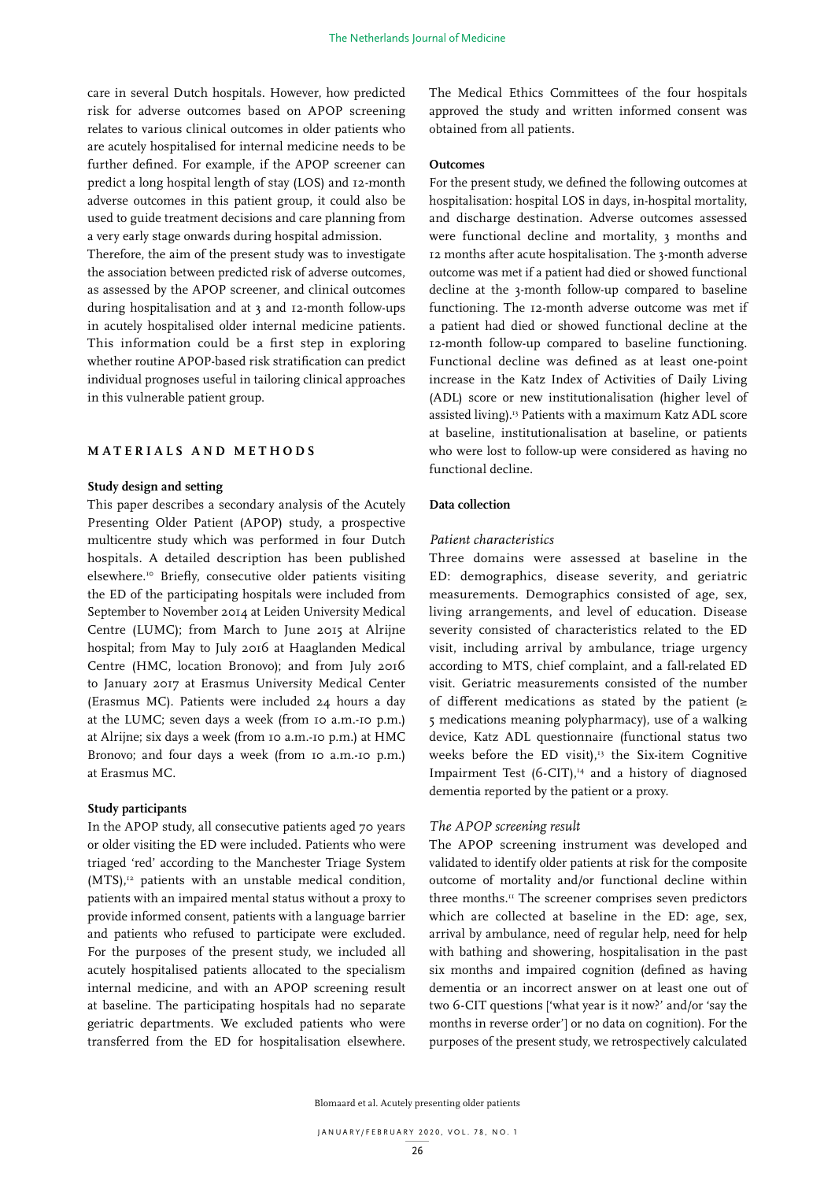care in several Dutch hospitals. However, how predicted risk for adverse outcomes based on APOP screening relates to various clinical outcomes in older patients who are acutely hospitalised for internal medicine needs to be further defined. For example, if the APOP screener can predict a long hospital length of stay (LOS) and 12-month adverse outcomes in this patient group, it could also be used to guide treatment decisions and care planning from a very early stage onwards during hospital admission.

Therefore, the aim of the present study was to investigate the association between predicted risk of adverse outcomes, as assessed by the APOP screener, and clinical outcomes during hospitalisation and at 3 and 12-month follow-ups in acutely hospitalised older internal medicine patients. This information could be a first step in exploring whether routine APOP-based risk stratification can predict individual prognoses useful in tailoring clinical approaches in this vulnerable patient group.

## MATERIALS AND METHODS

### Study design and setting

This paper describes a secondary analysis of the Acutely Presenting Older Patient (APOP) study, a prospective multicentre study which was performed in four Dutch hospitals. A detailed description has been published elsewhere.[10] Briefly, consecutive older patients visiting the ED of the participating hospitals were included from September to November 2014 at Leiden University Medical Centre (LUMC); from March to June 2015 at Alrijne hospital; from May to July 2016 at Haaglanden Medical Centre (HMC, location Bronovo); and from July 2016 to January 2017 at Erasmus University Medical Center (Erasmus MC). Patients were included 24 hours a day at the LUMC; seven days a week (from 10 a.m.-10 p.m.) at Alrijne; six days a week (from 10 a.m.-10 p.m.) at HMC Bronovo; and four days a week (from 10 a.m.-10 p.m.) at Erasmus MC.

### Study participants

In the APOP study, all consecutive patients aged 70 years or older visiting the ED were included. Patients who were triaged 'red' according to the Manchester Triage System (MTS),[12] patients with an unstable medical condition, patients with an impaired mental status without a proxy to provide informed consent, patients with a language barrier and patients who refused to participate were excluded. For the purposes of the present study, we included all acutely hospitalised patients allocated to the specialism internal medicine, and with an APOP screening result at baseline. The participating hospitals had no separate geriatric departments. We excluded patients who were transferred from the ED for hospitalisation elsewhere. The Medical Ethics Committees of the four hospitals approved the study and written informed consent was obtained from all patients.

### Outcomes

For the present study, we defined the following outcomes at hospitalisation: hospital LOS in days, in-hospital mortality, and discharge destination. Adverse outcomes assessed were functional decline and mortality, 3 months and 12 months after acute hospitalisation. The 3-month adverse outcome was met if a patient had died or showed functional decline at the 3-month follow-up compared to baseline functioning. The 12-month adverse outcome was met if a patient had died or showed functional decline at the 12-month follow-up compared to baseline functioning. Functional decline was defined as at least one-point increase in the Katz Index of Activities of Daily Living (ADL) score or new institutionalisation (higher level of assisted living).[13] Patients with a maximum Katz ADL score at baseline, institutionalisation at baseline, or patients who were lost to follow-up were considered as having no functional decline.

### Data collection

#### *Patient characteristics*

Three domains were assessed at baseline in the ED: demographics, disease severity, and geriatric measurements. Demographics consisted of age, sex, living arrangements, and level of education. Disease severity consisted of characteristics related to the ED visit, including arrival by ambulance, triage urgency according to MTS, chief complaint, and a fall-related ED visit. Geriatric measurements consisted of the number of different medications as stated by the patient (≥ 5 medications meaning polypharmacy), use of a walking device, Katz ADL questionnaire (functional status two weeks before the ED visit),[13] the Six-item Cognitive Impairment Test (6-CIT),[14] and a history of diagnosed dementia reported by the patient or a proxy.

#### *The APOP screening result*

The APOP screening instrument was developed and validated to identify older patients at risk for the composite outcome of mortality and/or functional decline within three months.[11] The screener comprises seven predictors which are collected at baseline in the ED: age, sex, arrival by ambulance, need of regular help, need for help with bathing and showering, hospitalisation in the past six months and impaired cognition (defined as having dementia or an incorrect answer on at least one out of two 6-CIT questions ['what year is it now?' and/or 'say the months in reverse order'] or no data on cognition). For the purposes of the present study, we retrospectively calculated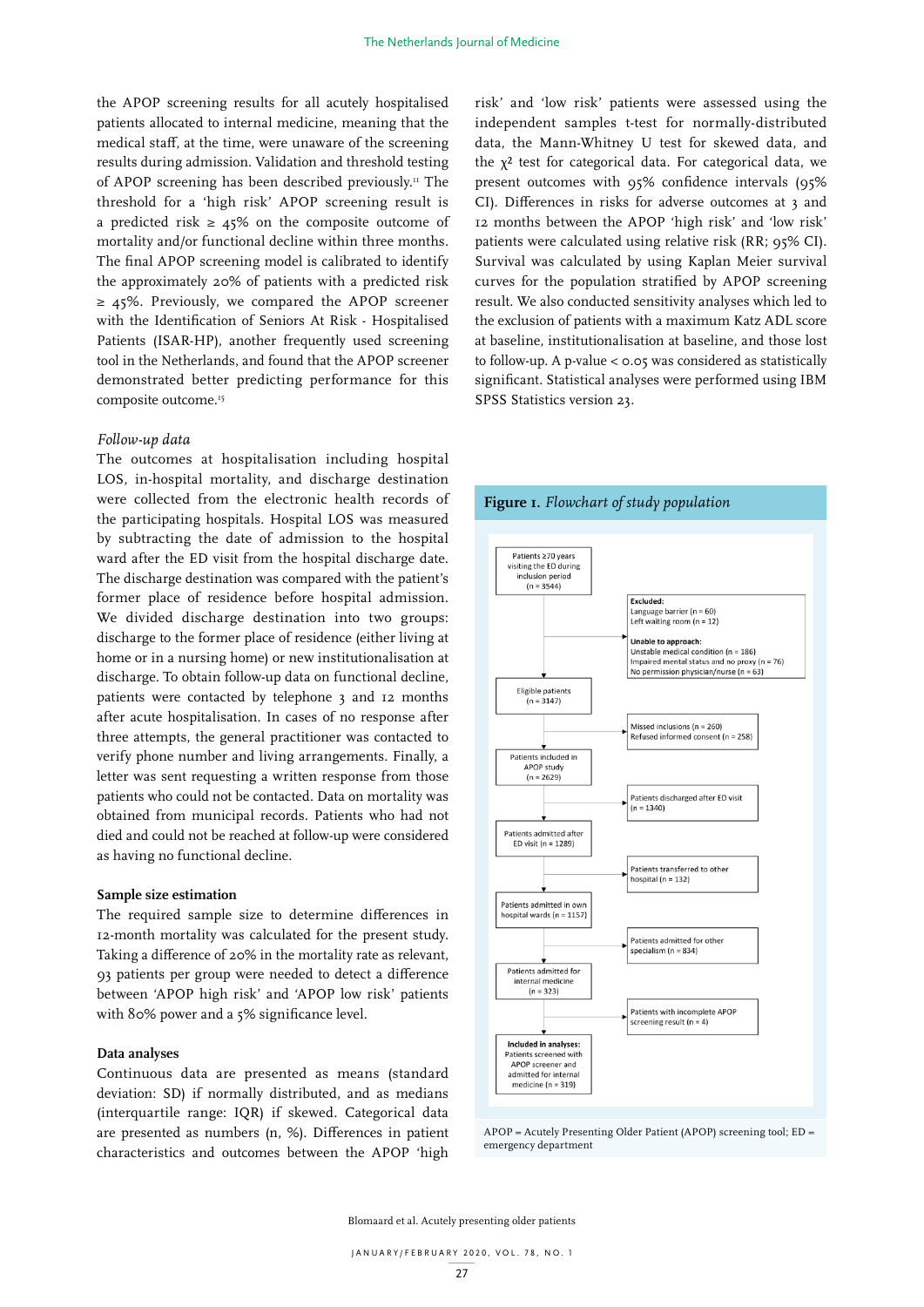the APOP screening results for all acutely hospitalised patients allocated to internal medicine, meaning that the medical staff, at the time, were unaware of the screening results during admission. Validation and threshold testing of APOP screening has been described previously.[11] The threshold for a 'high risk' APOP screening result is a predicted risk ≥ 45% on the composite outcome of mortality and/or functional decline within three months. The final APOP screening model is calibrated to identify the approximately 20% of patients with a predicted risk ≥ 45%. Previously, we compared the APOP screener with the Identification of Seniors At Risk - Hospitalised Patients (ISAR-HP), another frequently used screening tool in the Netherlands, and found that the APOP screener demonstrated better predicting performance for this composite outcome.[15]

*Follow-up data*

The outcomes at hospitalisation including hospital LOS, in-hospital mortality, and discharge destination were collected from the electronic health records of the participating hospitals. Hospital LOS was measured by subtracting the date of admission to the hospital ward after the ED visit from the hospital discharge date. The discharge destination was compared with the patient's former place of residence before hospital admission. We divided discharge destination into two groups: discharge to the former place of residence (either living at home or in a nursing home) or new institutionalisation at discharge. To obtain follow-up data on functional decline, patients were contacted by telephone 3 and 12 months after acute hospitalisation. In cases of no response after three attempts, the general practitioner was contacted to verify phone number and living arrangements. Finally, a letter was sent requesting a written response from those patients who could not be contacted. Data on mortality was obtained from municipal records. Patients who had not died and could not be reached at follow-up were considered as having no functional decline.

### Sample size estimation

The required sample size to determine differences in 12-month mortality was calculated for the present study. Taking a difference of 20% in the mortality rate as relevant, 93 patients per group were needed to detect a difference between 'APOP high risk' and 'APOP low risk' patients with 80% power and a 5% significance level.

### Data analyses

Continuous data are presented as means (standard deviation: SD) if normally distributed, and as medians (interquartile range: IQR) if skewed. Categorical data are presented as numbers (n, %). Differences in patient characteristics and outcomes between the APOP 'high risk' and 'low risk' patients were assessed using the independent samples t-test for normally-distributed data, the Mann-Whitney U test for skewed data, and the $\chi^2$ test for categorical data. For categorical data, we present outcomes with 95% confidence intervals (95% CI). Differences in risks for adverse outcomes at 3 and 12 months between the APOP 'high risk' and 'low risk' patients were calculated using relative risk (RR; 95% CI). Survival was calculated by using Kaplan Meier survival curves for the population stratified by APOP screening result. We also conducted sensitivity analyses which led to the exclusion of patients with a maximum Katz ADL score at baseline, institutionalisation at baseline, and those lost to follow-up. A p-value < 0.05 was considered as statistically significant. Statistical analyses were performed using IBM SPSS Statistics version 23.

**Figure 1.** *Flowchart of study population*

Patients ≥70 years visiting the ED during inclusion period (n = 3544)

→ **Excluded:** Language barrier (n = 60); Left waiting room (n = 12); **Unable to approach:** Unstable medical condition (n = 186); Impaired mental status and no proxy (n = 76); No permission physician/nurse (n = 63)

Eligible patients (n = 3147)

→ Missed inclusions (n = 260); Refused informed consent (n = 258)

Patients included in APOP study (n = 2629)

→ Patients discharged after ED visit (n = 1340)

Patients admitted after ED visit (n = 1289)

→ Patients transferred to other hospital (n = 132)

Patients admitted in own hospital wards (n = 1157)

→ Patients admitted for other specialism (n = 834)

Patients admitted for internal medicine (n = 323)

→ Patients with incomplete APOP screening result (n = 4)

**Included in analyses:** Patients screened with APOP screener and admitted for internal medicine (n = 319)

APOP = Acutely Presenting Older Patient (APOP) screening tool; ED = emergency department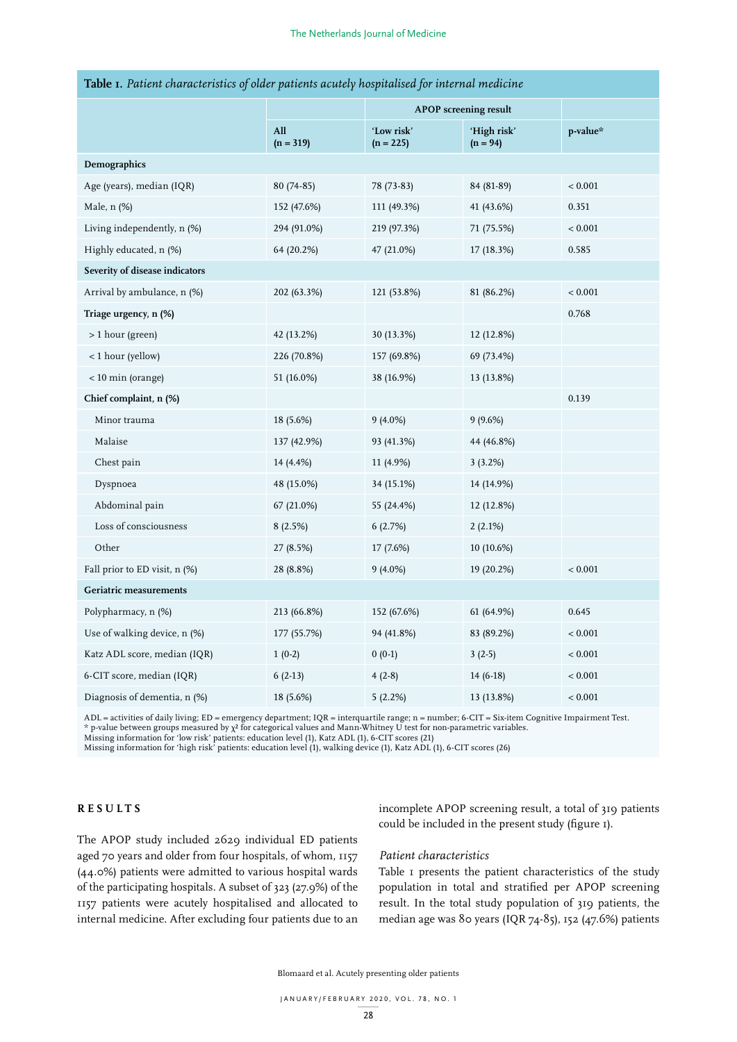**Table 1.** *Patient characteristics of older patients acutely hospitalised for internal medicine*

| | | APOP screening result | | |
|---|---|---|---|---|
| | All (n = 319) | 'Low risk' (n = 225) | 'High risk' (n = 94) | p-value* |
| **Demographics** | | | | |
| Age (years), median (IQR) | 80 (74-85) | 78 (73-83) | 84 (81-89) | < 0.001 |
| Male, n (%) | 152 (47.6%) | 111 (49.3%) | 41 (43.6%) | 0.351 |
| Living independently, n (%) | 294 (91.0%) | 219 (97.3%) | 71 (75.5%) | < 0.001 |
| Highly educated, n (%) | 64 (20.2%) | 47 (21.0%) | 17 (18.3%) | 0.585 |
| **Severity of disease indicators** | | | | |
| Arrival by ambulance, n (%) | 202 (63.3%) | 121 (53.8%) | 81 (86.2%) | < 0.001 |
| Triage urgency, n (%) | | | | 0.768 |
| > 1 hour (green) | 42 (13.2%) | 30 (13.3%) | 12 (12.8%) | |
| < 1 hour (yellow) | 226 (70.8%) | 157 (69.8%) | 69 (73.4%) | |
| < 10 min (orange) | 51 (16.0%) | 38 (16.9%) | 13 (13.8%) | |
| Chief complaint, n (%) | | | | 0.139 |
| Minor trauma | 18 (5.6%) | 9 (4.0%) | 9 (9.6%) | |
| Malaise | 137 (42.9%) | 93 (41.3%) | 44 (46.8%) | |
| Chest pain | 14 (4.4%) | 11 (4.9%) | 3 (3.2%) | |
| Dyspnoea | 48 (15.0%) | 34 (15.1%) | 14 (14.9%) | |
| Abdominal pain | 67 (21.0%) | 55 (24.4%) | 12 (12.8%) | |
| Loss of consciousness | 8 (2.5%) | 6 (2.7%) | 2 (2.1%) | |
| Other | 27 (8.5%) | 17 (7.6%) | 10 (10.6%) | |
| Fall prior to ED visit, n (%) | 28 (8.8%) | 9 (4.0%) | 19 (20.2%) | < 0.001 |
| **Geriatric measurements** | | | | |
| Polypharmacy, n (%) | 213 (66.8%) | 152 (67.6%) | 61 (64.9%) | 0.645 |
| Use of walking device, n (%) | 177 (55.7%) | 94 (41.8%) | 83 (89.2%) | < 0.001 |
| Katz ADL score, median (IQR) | 1 (0-2) | 0 (0-1) | 3 (2-5) | < 0.001 |
| 6-CIT score, median (IQR) | 6 (2-13) | 4 (2-8) | 14 (6-18) | < 0.001 |
| Diagnosis of dementia, n (%) | 18 (5.6%) | 5 (2.2%) | 13 (13.8%) | < 0.001 |

ADL = activities of daily living; ED = emergency department; IQR = interquartile range; n = number; 6-CIT = Six-item Cognitive Impairment Test.
\* p-value between groups measured by $\chi^2$ for categorical values and Mann-Whitney U test for non-parametric variables.
Missing information for 'low risk' patients: education level (1), Katz ADL (1), 6-CIT scores (21)
Missing information for 'high risk' patients: education level (1), walking device (1), Katz ADL (1), 6-CIT scores (26)

## RESULTS

The APOP study included 2629 individual ED patients aged 70 years and older from four hospitals, of whom, 1157 (44.0%) patients were admitted to various hospital wards of the participating hospitals. A subset of 323 (27.9%) of the 1157 patients were acutely hospitalised and allocated to internal medicine. After excluding four patients due to an incomplete APOP screening result, a total of 319 patients could be included in the present study (figure 1).

### *Patient characteristics*

Table 1 presents the patient characteristics of the study population in total and stratified per APOP screening result. In the total study population of 319 patients, the median age was 80 years (IQR 74-85), 152 (47.6%) patients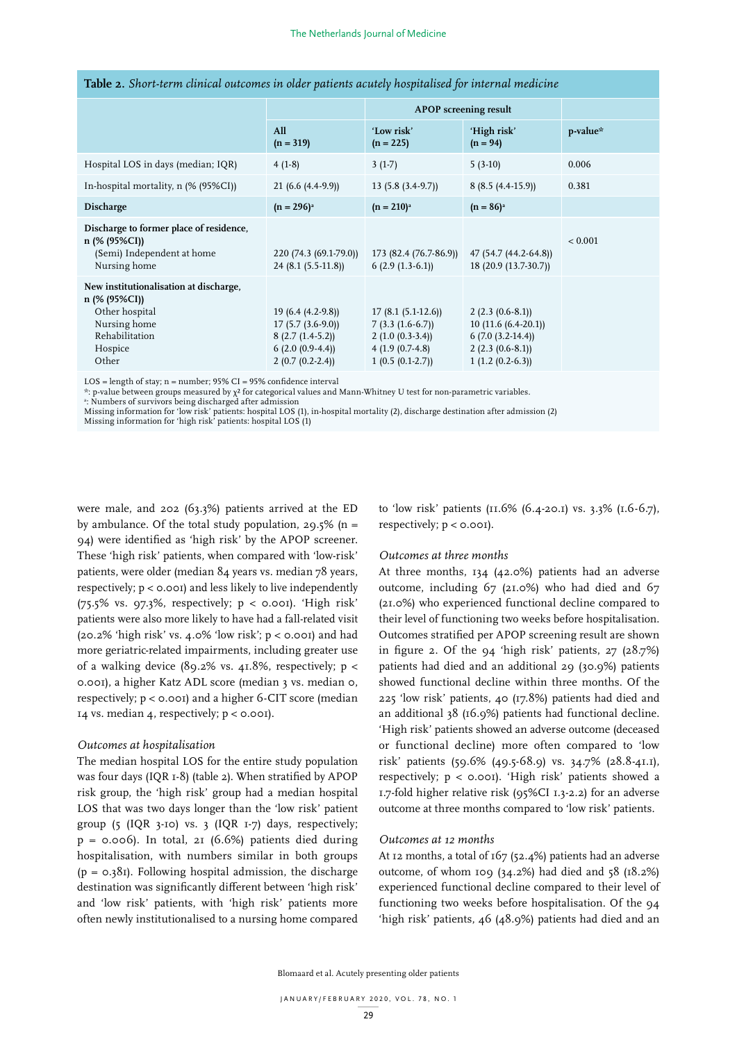**Table 2.** *Short-term clinical outcomes in older patients acutely hospitalised for internal medicine*

| | All (n = 319) | APOP screening result: 'Low risk' (n = 225) | 'High risk' (n = 94) | p-value* |
|---|---|---|---|---|
| Hospital LOS in days (median; IQR) | 4 (1-8) | 3 (1-7) | 5 (3-10) | 0.006 |
| In-hospital mortality, n (% (95%CI)) | 21 (6.6 (4.4-9.9)) | 13 (5.8 (3.4-9.7)) | 8 (8.5 (4.4-15.9)) | 0.381 |
| **Discharge** | **(n = 296)**[a] | **(n = 210)**[a] | **(n = 86)**[a] | |
| **Discharge to former place of residence, n (% (95%CI))** | | | | < 0.001 |
| (Semi) Independent at home | 220 (74.3 (69.1-79.0)) | 173 (82.4 (76.7-86.9)) | 47 (54.7 (44.2-64.8)) | |
| Nursing home | 24 (8.1 (5.5-11.8)) | 6 (2.9 (1.3-6.1)) | 18 (20.9 (13.7-30.7)) | |
| **New institutionalisation at discharge, n (% (95%CI))** | | | | |
| Other hospital | 19 (6.4 (4.2-9.8)) | 17 (8.1 (5.1-12.6)) | 2 (2.3 (0.6-8.1)) | |
| Nursing home | 17 (5.7 (3.6-9.0)) | 7 (3.3 (1.6-6.7)) | 10 (11.6 (6.4-20.1)) | |
| Rehabilitation | 8 (2.7 (1.4-5.2)) | 2 (1.0 (0.3-3.4)) | 6 (7.0 (3.2-14.4)) | |
| Hospice | 6 (2.0 (0.9-4.4)) | 4 (1.9 (0.7-4.8) | 2 (2.3 (0.6-8.1)) | |
| Other | 2 (0.7 (0.2-2.4)) | 1 (0.5 (0.1-2.7)) | 1 (1.2 (0.2-6.3)) | |

LOS = length of stay; n = number; 95% CI = 95% confidence interval
*: p-value between groups measured by $\chi^2$ for categorical values and Mann-Whitney U test for non-parametric variables.
[a]: Numbers of survivors being discharged after admission
Missing information for 'low risk' patients: hospital LOS (1), in-hospital mortality (2), discharge destination after admission (2)
Missing information for 'high risk' patients: hospital LOS (1)

were male, and 202 (63.3%) patients arrived at the ED by ambulance. Of the total study population, 29.5% (n = 94) were identified as 'high risk' by the APOP screener. These 'high risk' patients, when compared with 'low-risk' patients, were older (median 84 years vs. median 78 years, respectively; p < 0.001) and less likely to live independently (75.5% vs. 97.3%, respectively; p < 0.001). 'High risk' patients were also more likely to have had a fall-related visit (20.2% 'high risk' vs. 4.0% 'low risk'; p < 0.001) and had more geriatric-related impairments, including greater use of a walking device (89.2% vs. 41.8%, respectively; p < 0.001), a higher Katz ADL score (median 3 vs. median 0, respectively; p < 0.001) and a higher 6-CIT score (median 14 vs. median 4, respectively; p < 0.001).

*Outcomes at hospitalisation*

The median hospital LOS for the entire study population was four days (IQR 1-8) (table 2). When stratified by APOP risk group, the 'high risk' group had a median hospital LOS that was two days longer than the 'low risk' patient group (5 (IQR 3-10) vs. 3 (IQR 1-7) days, respectively; p = 0.006). In total, 21 (6.6%) patients died during hospitalisation, with numbers similar in both groups (p = 0.381). Following hospital admission, the discharge destination was significantly different between 'high risk' and 'low risk' patients, with 'high risk' patients more often newly institutionalised to a nursing home compared to 'low risk' patients (11.6% (6.4-20.1) vs. 3.3% (1.6-6.7), respectively; p < 0.001).

*Outcomes at three months*

At three months, 134 (42.0%) patients had an adverse outcome, including 67 (21.0%) who had died and 67 (21.0%) who experienced functional decline compared to their level of functioning two weeks before hospitalisation. Outcomes stratified per APOP screening result are shown in figure 2. Of the 94 'high risk' patients, 27 (28.7%) patients had died and an additional 29 (30.9%) patients showed functional decline within three months. Of the 225 'low risk' patients, 40 (17.8%) patients had died and an additional 38 (16.9%) patients had functional decline. 'High risk' patients showed an adverse outcome (deceased or functional decline) more often compared to 'low risk' patients (59.6% (49.5-68.9) vs. 34.7% (28.8-41.1), respectively; p < 0.001). 'High risk' patients showed a 1.7-fold higher relative risk (95%CI 1.3-2.2) for an adverse outcome at three months compared to 'low risk' patients.

*Outcomes at 12 months*

At 12 months, a total of 167 (52.4%) patients had an adverse outcome, of whom 109 (34.2%) had died and 58 (18.2%) experienced functional decline compared to their level of functioning two weeks before hospitalisation. Of the 94 'high risk' patients, 46 (48.9%) patients had died and an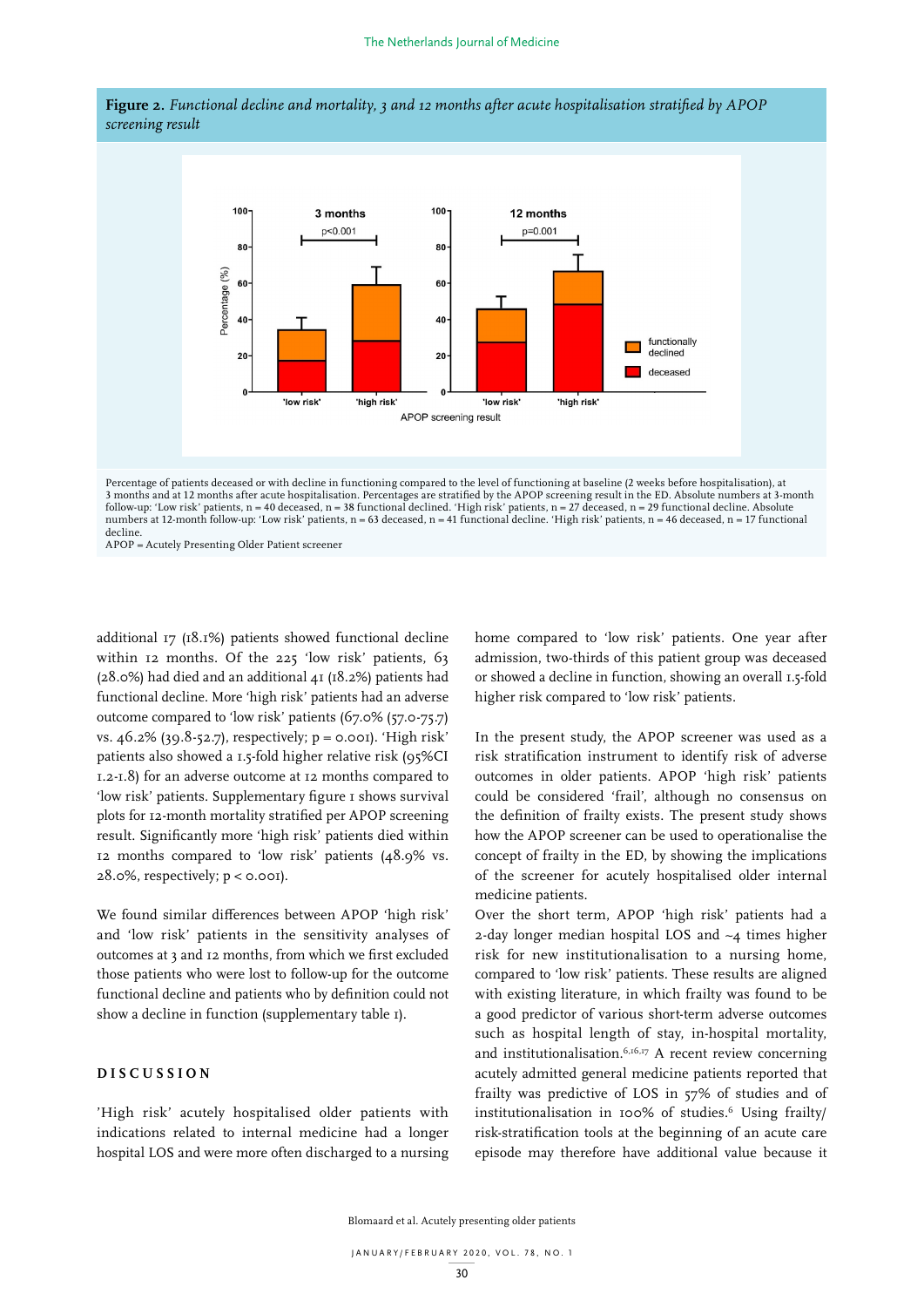**Figure 2.** *Functional decline and mortality, 3 and 12 months after acute hospitalisation stratified by APOP screening result*

Percentage of patients deceased or with decline in functioning compared to the level of functioning at baseline (2 weeks before hospitalisation), at 3 months and at 12 months after acute hospitalisation. Percentages are stratified by the APOP screening result in the ED. Absolute numbers at 3-month follow-up: 'Low risk' patients, n = 40 deceased, n = 38 functional declined. 'High risk' patients, n = 27 deceased, n = 29 functional decline. Absolute numbers at 12-month follow-up: 'Low risk' patients, n = 63 deceased, n = 41 functional decline. 'High risk' patients, n = 46 deceased, n = 17 functional decline.
APOP = Acutely Presenting Older Patient screener

additional 17 (18.1%) patients showed functional decline within 12 months. Of the 225 'low risk' patients, 63 (28.0%) had died and an additional 41 (18.2%) patients had functional decline. More 'high risk' patients had an adverse outcome compared to 'low risk' patients (67.0% (57.0-75.7) vs. 46.2% (39.8-52.7), respectively; p = 0.001). 'High risk' patients also showed a 1.5-fold higher relative risk (95%CI 1.2-1.8) for an adverse outcome at 12 months compared to 'low risk' patients. Supplementary figure 1 shows survival plots for 12-month mortality stratified per APOP screening result. Significantly more 'high risk' patients died within 12 months compared to 'low risk' patients (48.9% vs. 28.0%, respectively; p < 0.001).

We found similar differences between APOP 'high risk' and 'low risk' patients in the sensitivity analyses of outcomes at 3 and 12 months, from which we first excluded those patients who were lost to follow-up for the outcome functional decline and patients who by definition could not show a decline in function (supplementary table 1).

## DISCUSSION

'High risk' acutely hospitalised older patients with indications related to internal medicine had a longer hospital LOS and were more often discharged to a nursing home compared to 'low risk' patients. One year after admission, two-thirds of this patient group was deceased or showed a decline in function, showing an overall 1.5-fold higher risk compared to 'low risk' patients.

In the present study, the APOP screener was used as a risk stratification instrument to identify risk of adverse outcomes in older patients. APOP 'high risk' patients could be considered 'frail', although no consensus on the definition of frailty exists. The present study shows how the APOP screener can be used to operationalise the concept of frailty in the ED, by showing the implications of the screener for acutely hospitalised older internal medicine patients.
Over the short term, APOP 'high risk' patients had a 2-day longer median hospital LOS and ~4 times higher risk for new institutionalisation to a nursing home, compared to 'low risk' patients. These results are aligned with existing literature, in which frailty was found to be a good predictor of various short-term adverse outcomes such as hospital length of stay, in-hospital mortality, and institutionalisation.[6,16,17] A recent review concerning acutely admitted general medicine patients reported that frailty was predictive of LOS in 57% of studies and of institutionalisation in 100% of studies.[6] Using frailty/risk-stratification tools at the beginning of an acute care episode may therefore have additional value because it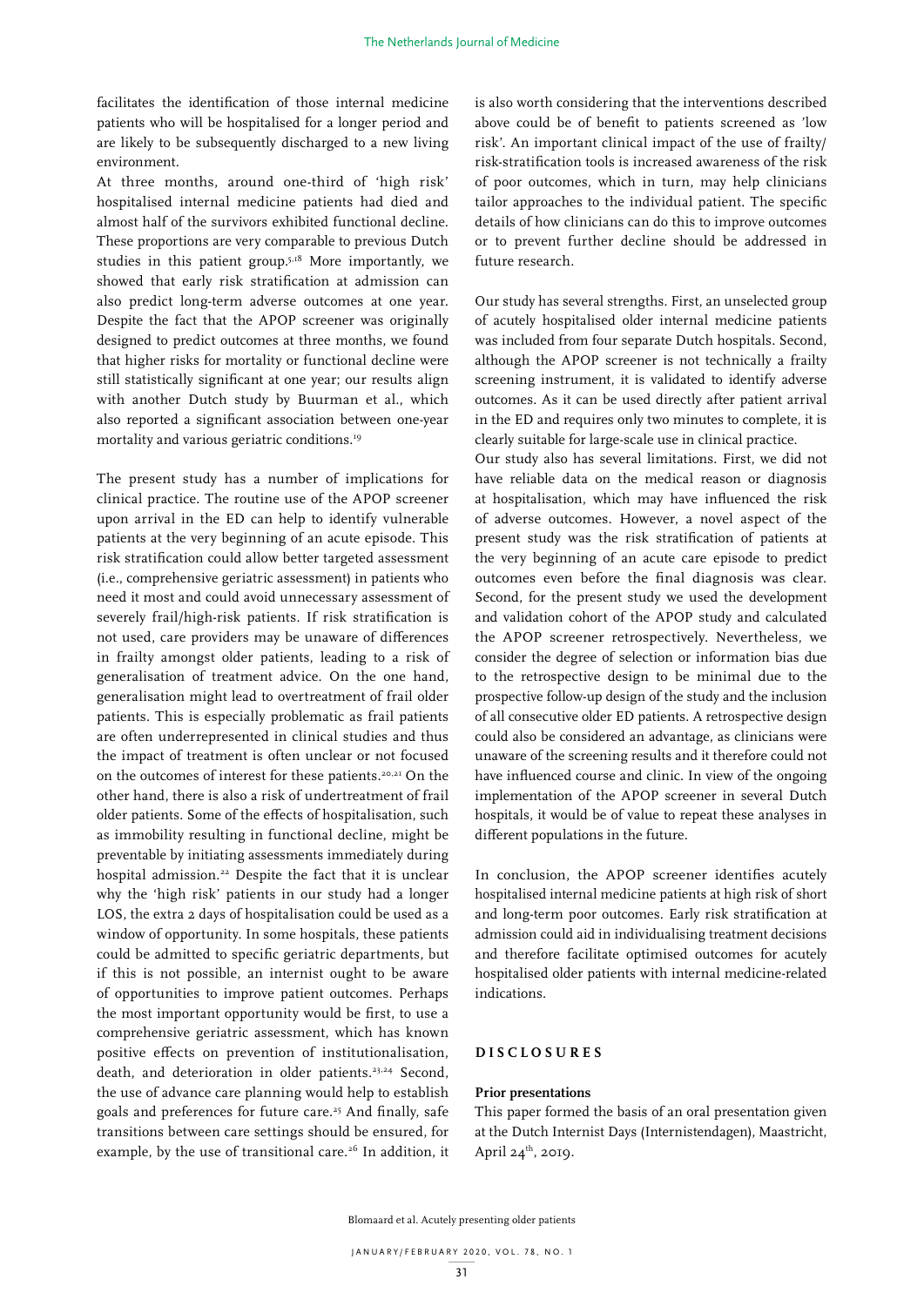facilitates the identification of those internal medicine patients who will be hospitalised for a longer period and are likely to be subsequently discharged to a new living environment.

At three months, around one-third of 'high risk' hospitalised internal medicine patients had died and almost half of the survivors exhibited functional decline. These proportions are very comparable to previous Dutch studies in this patient group.[5,18] More importantly, we showed that early risk stratification at admission can also predict long-term adverse outcomes at one year. Despite the fact that the APOP screener was originally designed to predict outcomes at three months, we found that higher risks for mortality or functional decline were still statistically significant at one year; our results align with another Dutch study by Buurman et al., which also reported a significant association between one-year mortality and various geriatric conditions.[19]

The present study has a number of implications for clinical practice. The routine use of the APOP screener upon arrival in the ED can help to identify vulnerable patients at the very beginning of an acute episode. This risk stratification could allow better targeted assessment (i.e., comprehensive geriatric assessment) in patients who need it most and could avoid unnecessary assessment of severely frail/high-risk patients. If risk stratification is not used, care providers may be unaware of differences in frailty amongst older patients, leading to a risk of generalisation of treatment advice. On the one hand, generalisation might lead to overtreatment of frail older patients. This is especially problematic as frail patients are often underrepresented in clinical studies and thus the impact of treatment is often unclear or not focused on the outcomes of interest for these patients.[20,21] On the other hand, there is also a risk of undertreatment of frail older patients. Some of the effects of hospitalisation, such as immobility resulting in functional decline, might be preventable by initiating assessments immediately during hospital admission.[22] Despite the fact that it is unclear why the 'high risk' patients in our study had a longer LOS, the extra 2 days of hospitalisation could be used as a window of opportunity. In some hospitals, these patients could be admitted to specific geriatric departments, but if this is not possible, an internist ought to be aware of opportunities to improve patient outcomes. Perhaps the most important opportunity would be first, to use a comprehensive geriatric assessment, which has known positive effects on prevention of institutionalisation, death, and deterioration in older patients.[23,24] Second, the use of advance care planning would help to establish goals and preferences for future care.[25] And finally, safe transitions between care settings should be ensured, for example, by the use of transitional care.[26] In addition, it is also worth considering that the interventions described above could be of benefit to patients screened as 'low risk'. An important clinical impact of the use of frailty/risk-stratification tools is increased awareness of the risk of poor outcomes, which in turn, may help clinicians tailor approaches to the individual patient. The specific details of how clinicians can do this to improve outcomes or to prevent further decline should be addressed in future research.

Our study has several strengths. First, an unselected group of acutely hospitalised older internal medicine patients was included from four separate Dutch hospitals. Second, although the APOP screener is not technically a frailty screening instrument, it is validated to identify adverse outcomes. As it can be used directly after patient arrival in the ED and requires only two minutes to complete, it is clearly suitable for large-scale use in clinical practice.

Our study also has several limitations. First, we did not have reliable data on the medical reason or diagnosis at hospitalisation, which may have influenced the risk of adverse outcomes. However, a novel aspect of the present study was the risk stratification of patients at the very beginning of an acute care episode to predict outcomes even before the final diagnosis was clear. Second, for the present study we used the development and validation cohort of the APOP study and calculated the APOP screener retrospectively. Nevertheless, we consider the degree of selection or information bias due to the retrospective design to be minimal due to the prospective follow-up design of the study and the inclusion of all consecutive older ED patients. A retrospective design could also be considered an advantage, as clinicians were unaware of the screening results and it therefore could not have influenced course and clinic. In view of the ongoing implementation of the APOP screener in several Dutch hospitals, it would be of value to repeat these analyses in different populations in the future.

In conclusion, the APOP screener identifies acutely hospitalised internal medicine patients at high risk of short and long-term poor outcomes. Early risk stratification at admission could aid in individualising treatment decisions and therefore facilitate optimised outcomes for acutely hospitalised older patients with internal medicine-related indications.

## DISCLOSURES

### Prior presentations

This paper formed the basis of an oral presentation given at the Dutch Internist Days (Internistendagen), Maastricht, April 24th, 2019.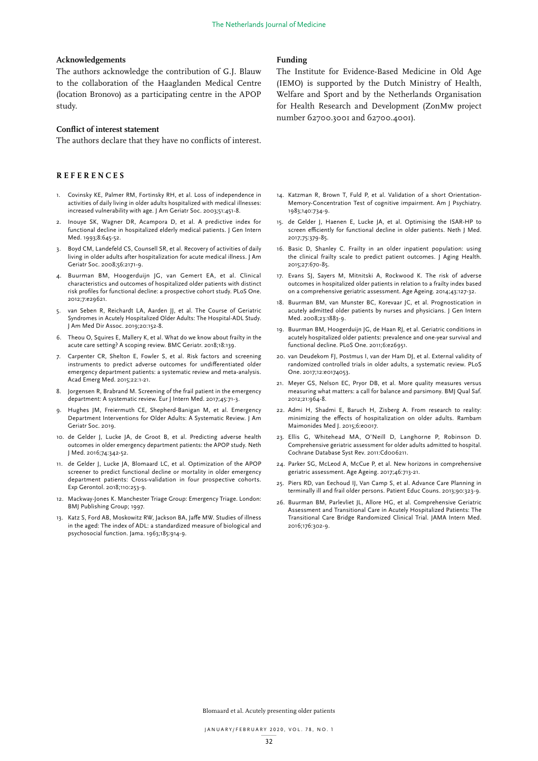### Acknowledgements

The authors acknowledge the contribution of G.J. Blauw to the collaboration of the Haaglanden Medical Centre (location Bronovo) as a participating centre in the APOP study.

### Conflict of interest statement

The authors declare that they have no conflicts of interest.

### Funding

The Institute for Evidence-Based Medicine in Old Age (IEMO) is supported by the Dutch Ministry of Health, Welfare and Sport and by the Netherlands Organisation for Health Research and Development (ZonMw project number 62700.3001 and 62700.4001).

## REFERENCES

1. Covinsky KE, Palmer RM, Fortinsky RH, et al. Loss of independence in activities of daily living in older adults hospitalized with medical illnesses: increased vulnerability with age. J Am Geriatr Soc. 2003;51:451-8.
2. Inouye SK, Wagner DR, Acampora D, et al. A predictive index for functional decline in hospitalized elderly medical patients. J Gen Intern Med. 1993;8:645-52.
3. Boyd CM, Landefeld CS, Counsell SR, et al. Recovery of activities of daily living in older adults after hospitalization for acute medical illness. J Am Geriatr Soc. 2008;56:2171-9.
4. Buurman BM, Hoogerduijn JG, van Gemert EA, et al. Clinical characteristics and outcomes of hospitalized older patients with distinct risk profiles for functional decline: a prospective cohort study. PLoS One. 2012;7:e29621.
5. van Seben R, Reichardt LA, Aarden JJ, et al. The Course of Geriatric Syndromes in Acutely Hospitalized Older Adults: The Hospital-ADL Study. J Am Med Dir Assoc. 2019;20:152-8.
6. Theou O, Squires E, Mallery K, et al. What do we know about frailty in the acute care setting? A scoping review. BMC Geriatr. 2018;18:139.
7. Carpenter CR, Shelton E, Fowler S, et al. Risk factors and screening instruments to predict adverse outcomes for undifferentiated older emergency department patients: a systematic review and meta-analysis. Acad Emerg Med. 2015;22:1-21.
8. Jorgensen R, Brabrand M. Screening of the frail patient in the emergency department: A systematic review. Eur J Intern Med. 2017;45:71-3.
9. Hughes JM, Freiermuth CE, Shepherd-Banigan M, et al. Emergency Department Interventions for Older Adults: A Systematic Review. J Am Geriatr Soc. 2019.
10. de Gelder J, Lucke JA, de Groot B, et al. Predicting adverse health outcomes in older emergency department patients: the APOP study. Neth J Med. 2016;74:342-52.
11. de Gelder J, Lucke JA, Blomaard LC, et al. Optimization of the APOP screener to predict functional decline or mortality in older emergency department patients: Cross-validation in four prospective cohorts. Exp Gerontol. 2018;110:253-9.
12. Mackway-Jones K. Manchester Triage Group: Emergency Triage. London: BMJ Publishing Group; 1997.
13. Katz S, Ford AB, Moskowitz RW, Jackson BA, Jaffe MW. Studies of illness in the aged: The index of ADL: a standardized measure of biological and psychosocial function. Jama. 1963;185:914-9.
14. Katzman R, Brown T, Fuld P, et al. Validation of a short Orientation-Memory-Concentration Test of cognitive impairment. Am J Psychiatry. 1983;140:734-9.
15. de Gelder J, Haenen E, Lucke JA, et al. Optimising the ISAR-HP to screen efficiently for functional decline in older patients. Neth J Med. 2017;75:379-85.
16. Basic D, Shanley C. Frailty in an older inpatient population: using the clinical frailty scale to predict patient outcomes. J Aging Health. 2015;27:670-85.
17. Evans SJ, Sayers M, Mitnitski A, Rockwood K. The risk of adverse outcomes in hospitalized older patients in relation to a frailty index based on a comprehensive geriatric assessment. Age Ageing. 2014;43:127-32.
18. Buurman BM, van Munster BC, Korevaar JC, et al. Prognostication in acutely admitted older patients by nurses and physicians. J Gen Intern Med. 2008;23:1883-9.
19. Buurman BM, Hoogerduijn JG, de Haan RJ, et al. Geriatric conditions in acutely hospitalized older patients: prevalence and one-year survival and functional decline. PLoS One. 2011;6:e26951.
20. van Deudekom FJ, Postmus I, van der Ham DJ, et al. External validity of randomized controlled trials in older adults, a systematic review. PLoS One. 2017;12:e0174053.
21. Meyer GS, Nelson EC, Pryor DB, et al. More quality measures versus measuring what matters: a call for balance and parsimony. BMJ Qual Saf. 2012;21:964-8.
22. Admi H, Shadmi E, Baruch H, Zisberg A. From research to reality: minimizing the effects of hospitalization on older adults. Rambam Maimonides Med J. 2015;6:e0017.
23. Ellis G, Whitehead MA, O'Neill D, Langhorne P, Robinson D. Comprehensive geriatric assessment for older adults admitted to hospital. Cochrane Database Syst Rev. 2011:Cd006211.
24. Parker SG, McLeod A, McCue P, et al. New horizons in comprehensive geriatric assessment. Age Ageing. 2017;46:713-21.
25. Piers RD, van Eechoud IJ, Van Camp S, et al. Advance Care Planning in terminally ill and frail older persons. Patient Educ Couns. 2013;90:323-9.
26. Buurman BM, Parlevliet JL, Allore HG, et al. Comprehensive Geriatric Assessment and Transitional Care in Acutely Hospitalized Patients: The Transitional Care Bridge Randomized Clinical Trial. JAMA Intern Med. 2016;176:302-9.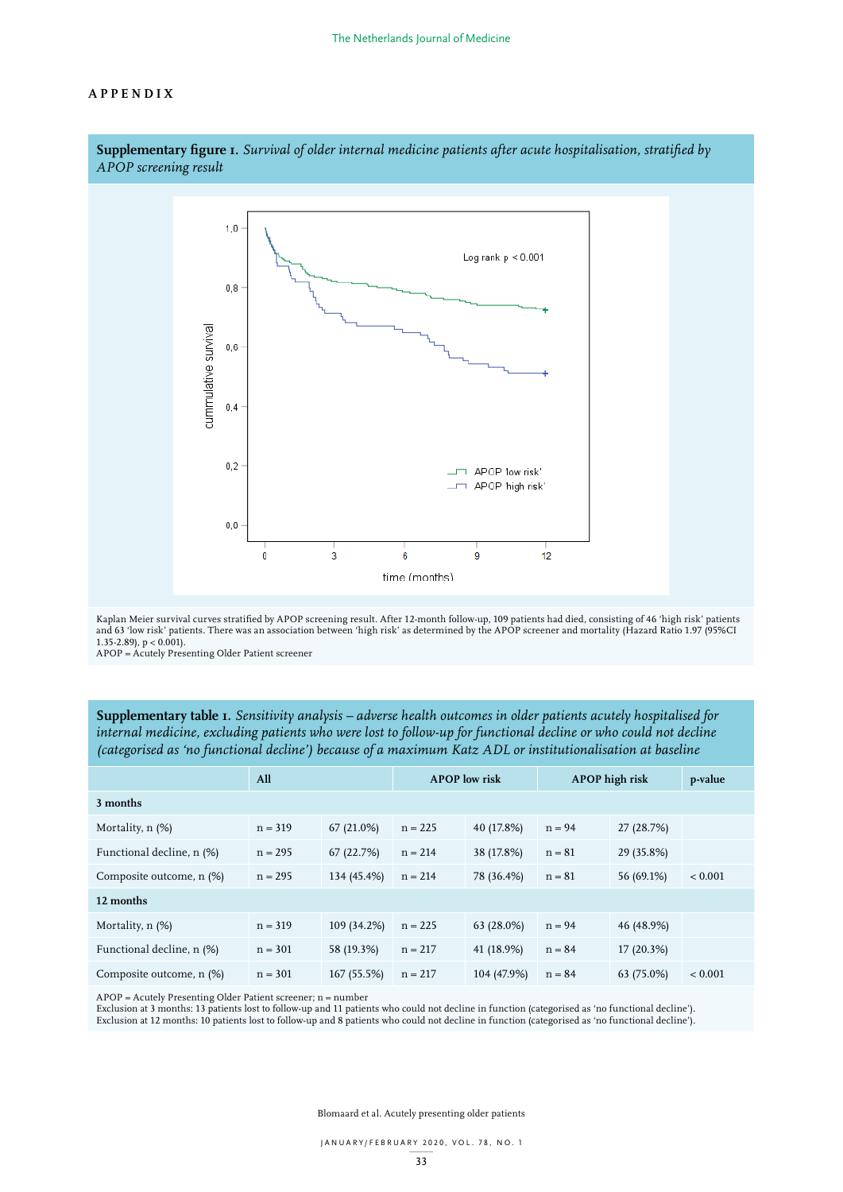## APPENDIX

**Supplementary figure 1.** *Survival of older internal medicine patients after acute hospitalisation, stratified by APOP screening result*

1,0

0,8

0,6

0,4

0,2

0,0

cummulative survival

Log rank p < 0.001

APOP low risk'

APOP high risk'

0

3

6

9

12

time (months)

Kaplan Meier survival curves stratified by APOP screening result. After 12-month follow-up, 109 patients had died, consisting of 46 'high risk' patients and 63 'low risk' patients. There was an association between 'high risk' as determined by the APOP screener and mortality (Hazard Ratio 1.97 (95%CI 1.35-2.89), p < 0.001).
APOP = Acutely Presenting Older Patient screener

**Supplementary table 1.** *Sensitivity analysis – adverse health outcomes in older patients acutely hospitalised for internal medicine, excluding patients who were lost to follow-up for functional decline or who could not decline (categorised as 'no functional decline') because of a maximum Katz ADL or institutionalisation at baseline*

| | All | | APOP low risk | | APOP high risk | | p-value |
|---|---|---|---|---|---|---|---|
| **3 months** | | | | | | | |
| Mortality, n (%) | n = 319 | 67 (21.0%) | n = 225 | 40 (17.8%) | n = 94 | 27 (28.7%) | |
| Functional decline, n (%) | n = 295 | 67 (22.7%) | n = 214 | 38 (17.8%) | n = 81 | 29 (35.8%) | |
| Composite outcome, n (%) | n = 295 | 134 (45.4%) | n = 214 | 78 (36.4%) | n = 81 | 56 (69.1%) | < 0.001 |
| **12 months** | | | | | | | |
| Mortality, n (%) | n = 319 | 109 (34.2%) | n = 225 | 63 (28.0%) | n = 94 | 46 (48.9%) | |
| Functional decline, n (%) | n = 301 | 58 (19.3%) | n = 217 | 41 (18.9%) | n = 84 | 17 (20.3%) | |
| Composite outcome, n (%) | n = 301 | 167 (55.5%) | n = 217 | 104 (47.9%) | n = 84 | 63 (75.0%) | < 0.001 |

APOP = Acutely Presenting Older Patient screener; n = number
Exclusion at 3 months: 13 patients lost to follow-up and 11 patients who could not decline in function (categorised as 'no functional decline').
Exclusion at 12 months: 10 patients lost to follow-up and 8 patients who could not decline in function (categorised as 'no functional decline').